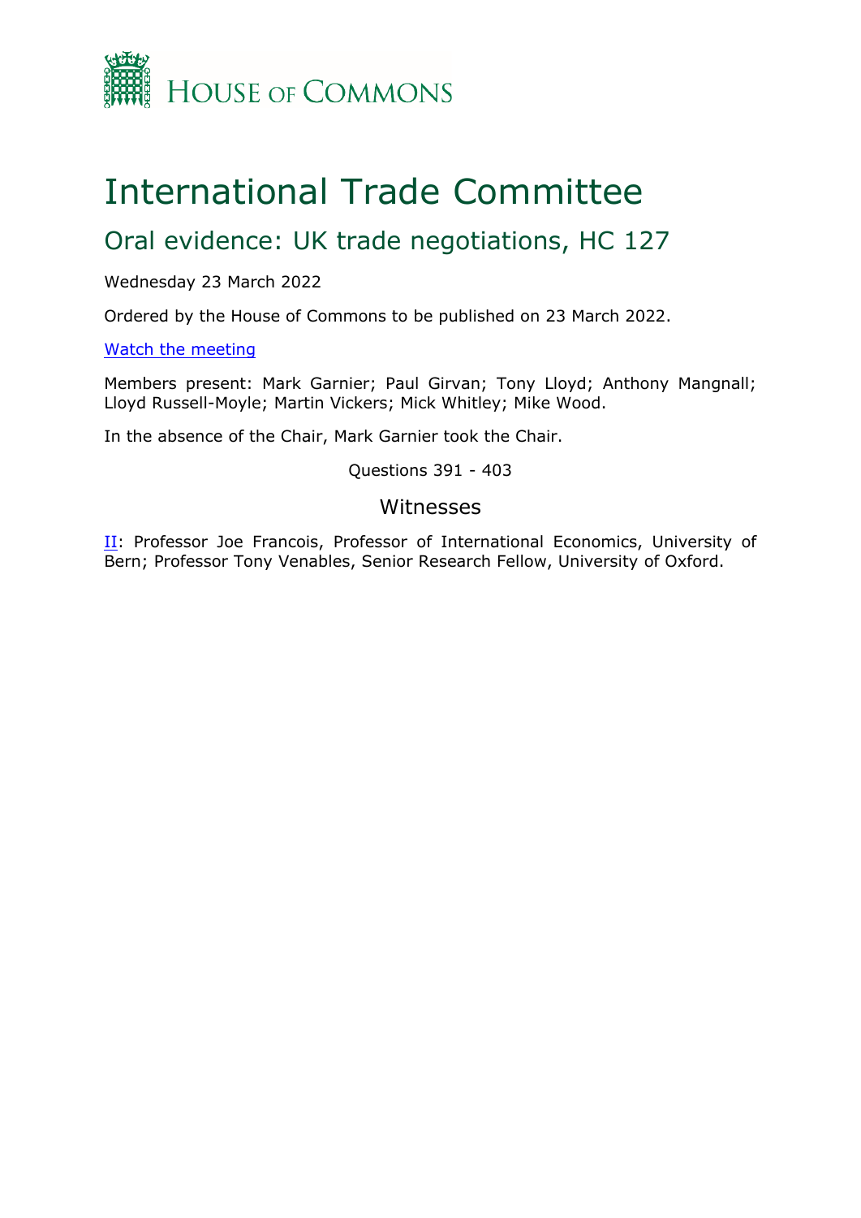HOUSE OF COMMONS

# International Trade Committee

## Oral evidence: UK trade negotiations, HC 127

Wednesday 23 March 2022

Ordered by the House of Commons to be published on 23 March 2022.

[Watch the meeting]

Members present: Mark Garnier; Paul Girvan; Tony Lloyd; Anthony Mangnall; Lloyd Russell-Moyle; Martin Vickers; Mick Whitley; Mike Wood.

In the absence of the Chair, Mark Garnier took the Chair.

Questions 391 - 403

### Witnesses

II: Professor Joe Francois, Professor of International Economics, University of Bern; Professor Tony Venables, Senior Research Fellow, University of Oxford.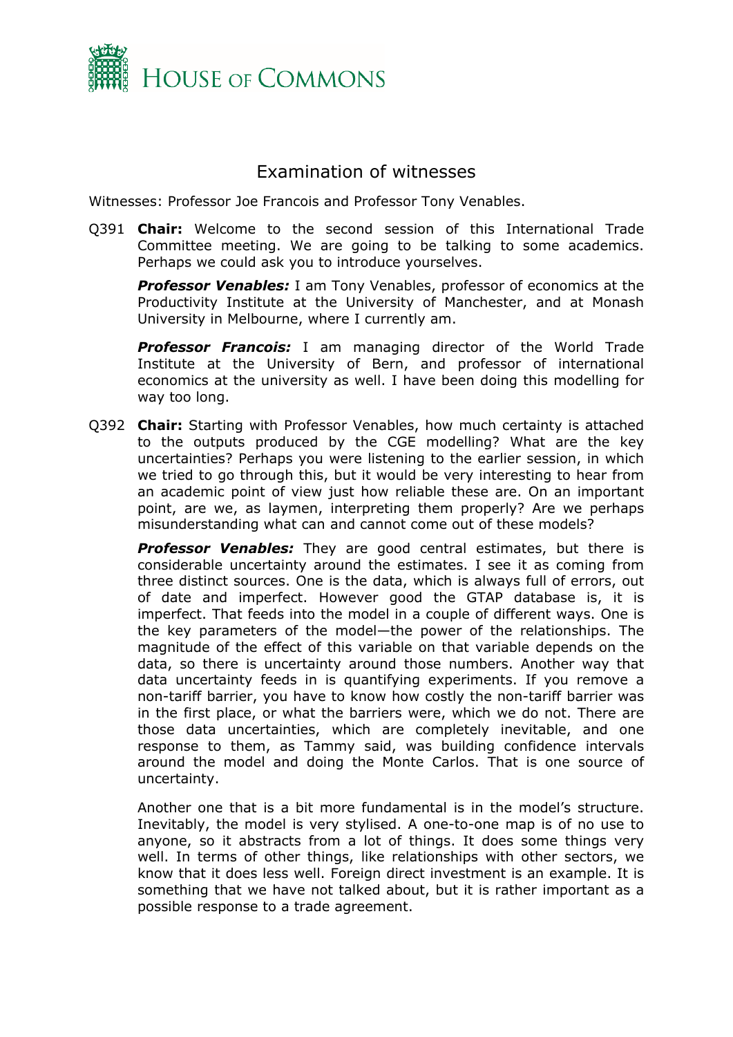# Examination of witnesses

Witnesses: Professor Joe Francois and Professor Tony Venables.

Q391 **Chair:** Welcome to the second session of this International Trade Committee meeting. We are going to be talking to some academics. Perhaps we could ask you to introduce yourselves.

***Professor Venables:*** I am Tony Venables, professor of economics at the Productivity Institute at the University of Manchester, and at Monash University in Melbourne, where I currently am.

***Professor Francois:*** I am managing director of the World Trade Institute at the University of Bern, and professor of international economics at the university as well. I have been doing this modelling for way too long.

Q392 **Chair:** Starting with Professor Venables, how much certainty is attached to the outputs produced by the CGE modelling? What are the key uncertainties? Perhaps you were listening to the earlier session, in which we tried to go through this, but it would be very interesting to hear from an academic point of view just how reliable these are. On an important point, are we, as laymen, interpreting them properly? Are we perhaps misunderstanding what can and cannot come out of these models?

***Professor Venables:*** They are good central estimates, but there is considerable uncertainty around the estimates. I see it as coming from three distinct sources. One is the data, which is always full of errors, out of date and imperfect. However good the GTAP database is, it is imperfect. That feeds into the model in a couple of different ways. One is the key parameters of the model—the power of the relationships. The magnitude of the effect of this variable on that variable depends on the data, so there is uncertainty around those numbers. Another way that data uncertainty feeds in is quantifying experiments. If you remove a non-tariff barrier, you have to know how costly the non-tariff barrier was in the first place, or what the barriers were, which we do not. There are those data uncertainties, which are completely inevitable, and one response to them, as Tammy said, was building confidence intervals around the model and doing the Monte Carlos. That is one source of uncertainty.

Another one that is a bit more fundamental is in the model's structure. Inevitably, the model is very stylised. A one-to-one map is of no use to anyone, so it abstracts from a lot of things. It does some things very well. In terms of other things, like relationships with other sectors, we know that it does less well. Foreign direct investment is an example. It is something that we have not talked about, but it is rather important as a possible response to a trade agreement.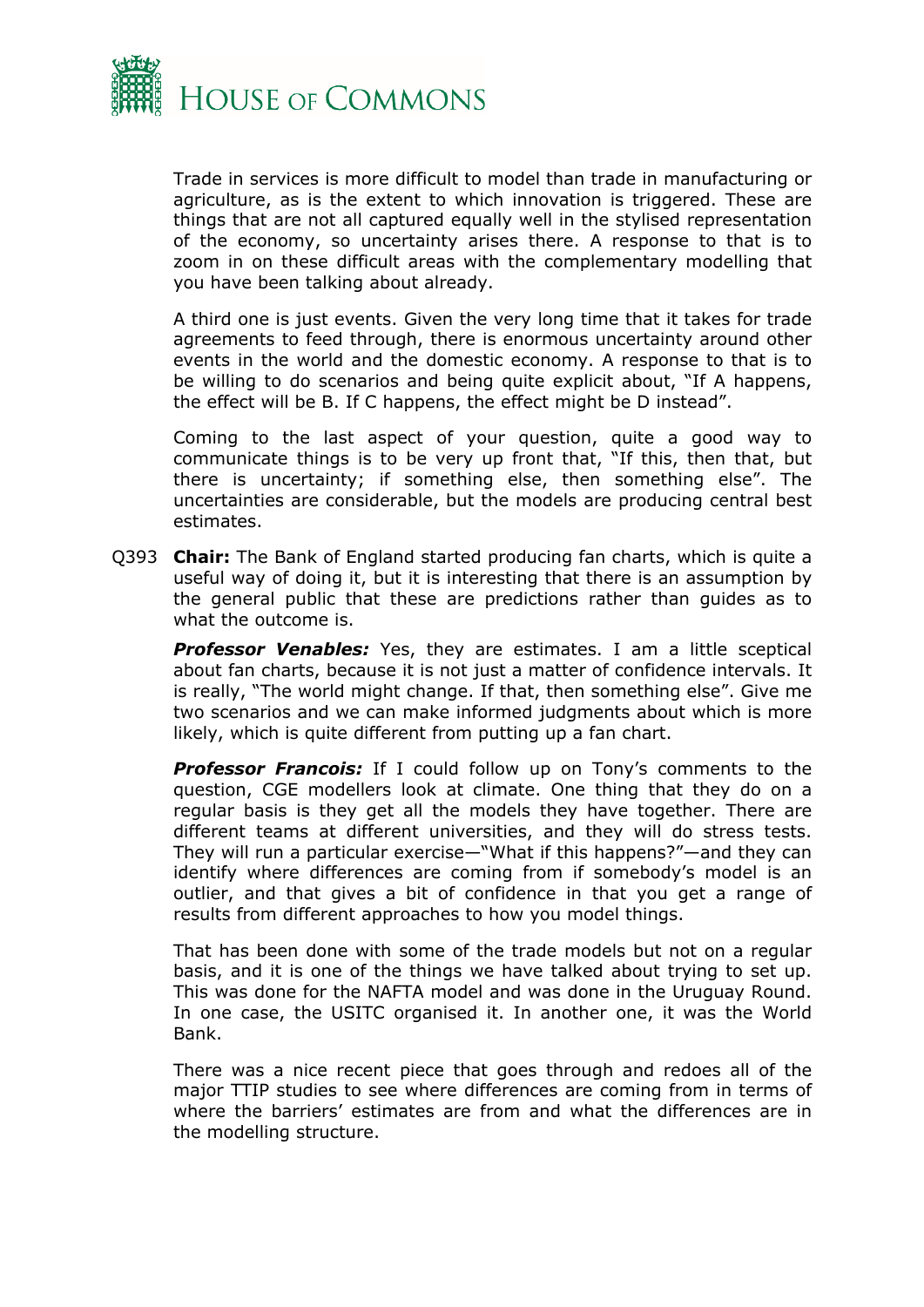Trade in services is more difficult to model than trade in manufacturing or agriculture, as is the extent to which innovation is triggered. These are things that are not all captured equally well in the stylised representation of the economy, so uncertainty arises there. A response to that is to zoom in on these difficult areas with the complementary modelling that you have been talking about already.

A third one is just events. Given the very long time that it takes for trade agreements to feed through, there is enormous uncertainty around other events in the world and the domestic economy. A response to that is to be willing to do scenarios and being quite explicit about, "If A happens, the effect will be B. If C happens, the effect might be D instead".

Coming to the last aspect of your question, quite a good way to communicate things is to be very up front that, "If this, then that, but there is uncertainty; if something else, then something else". The uncertainties are considerable, but the models are producing central best estimates.

Q393 **Chair:** The Bank of England started producing fan charts, which is quite a useful way of doing it, but it is interesting that there is an assumption by the general public that these are predictions rather than guides as to what the outcome is.

***Professor Venables:*** Yes, they are estimates. I am a little sceptical about fan charts, because it is not just a matter of confidence intervals. It is really, "The world might change. If that, then something else". Give me two scenarios and we can make informed judgments about which is more likely, which is quite different from putting up a fan chart.

***Professor Francois:*** If I could follow up on Tony's comments to the question, CGE modellers look at climate. One thing that they do on a regular basis is they get all the models they have together. There are different teams at different universities, and they will do stress tests. They will run a particular exercise—"What if this happens?"—and they can identify where differences are coming from if somebody's model is an outlier, and that gives a bit of confidence in that you get a range of results from different approaches to how you model things.

That has been done with some of the trade models but not on a regular basis, and it is one of the things we have talked about trying to set up. This was done for the NAFTA model and was done in the Uruguay Round. In one case, the USITC organised it. In another one, it was the World Bank.

There was a nice recent piece that goes through and redoes all of the major TTIP studies to see where differences are coming from in terms of where the barriers' estimates are from and what the differences are in the modelling structure.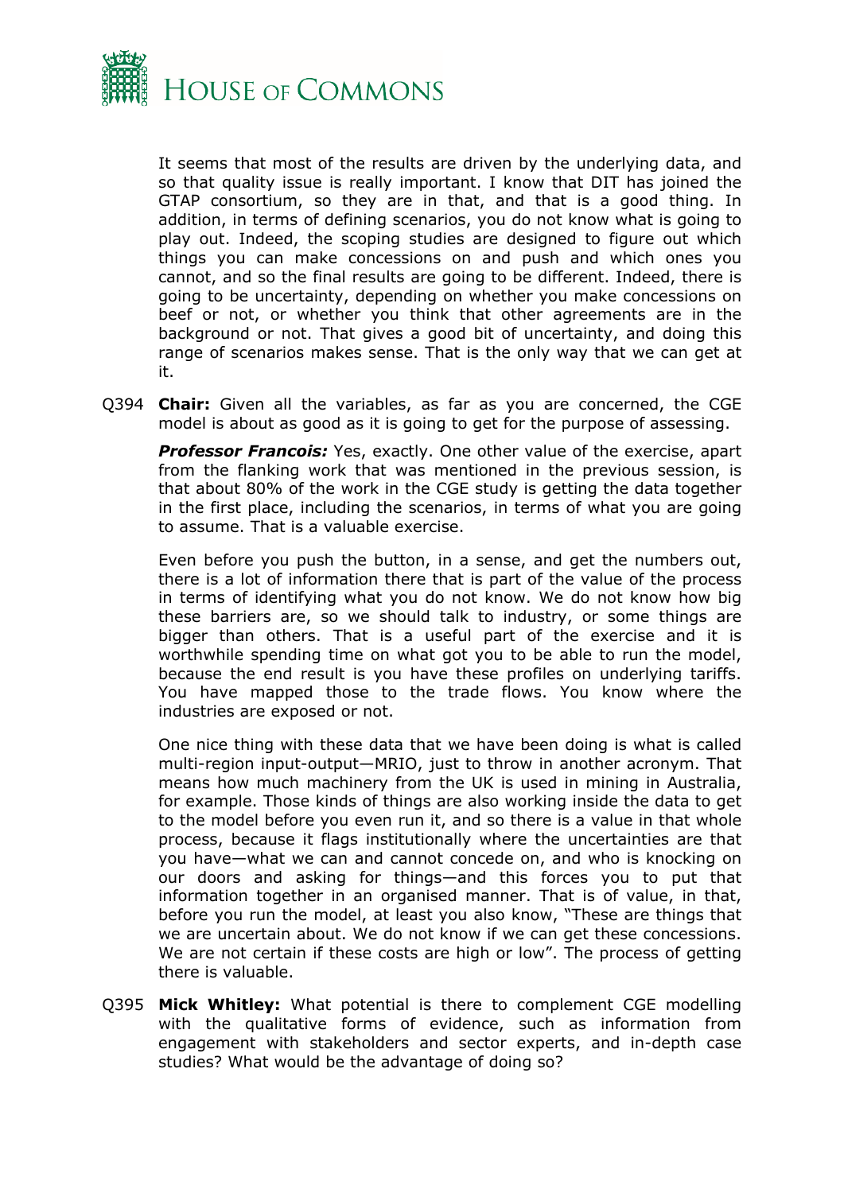It seems that most of the results are driven by the underlying data, and so that quality issue is really important. I know that DIT has joined the GTAP consortium, so they are in that, and that is a good thing. In addition, in terms of defining scenarios, you do not know what is going to play out. Indeed, the scoping studies are designed to figure out which things you can make concessions on and push and which ones you cannot, and so the final results are going to be different. Indeed, there is going to be uncertainty, depending on whether you make concessions on beef or not, or whether you think that other agreements are in the background or not. That gives a good bit of uncertainty, and doing this range of scenarios makes sense. That is the only way that we can get at it.

Q394 **Chair:** Given all the variables, as far as you are concerned, the CGE model is about as good as it is going to get for the purpose of assessing.

***Professor Francois:*** Yes, exactly. One other value of the exercise, apart from the flanking work that was mentioned in the previous session, is that about 80% of the work in the CGE study is getting the data together in the first place, including the scenarios, in terms of what you are going to assume. That is a valuable exercise.

Even before you push the button, in a sense, and get the numbers out, there is a lot of information there that is part of the value of the process in terms of identifying what you do not know. We do not know how big these barriers are, so we should talk to industry, or some things are bigger than others. That is a useful part of the exercise and it is worthwhile spending time on what got you to be able to run the model, because the end result is you have these profiles on underlying tariffs. You have mapped those to the trade flows. You know where the industries are exposed or not.

One nice thing with these data that we have been doing is what is called multi-region input-output—MRIO, just to throw in another acronym. That means how much machinery from the UK is used in mining in Australia, for example. Those kinds of things are also working inside the data to get to the model before you even run it, and so there is a value in that whole process, because it flags institutionally where the uncertainties are that you have—what we can and cannot concede on, and who is knocking on our doors and asking for things—and this forces you to put that information together in an organised manner. That is of value, in that, before you run the model, at least you also know, "These are things that we are uncertain about. We do not know if we can get these concessions. We are not certain if these costs are high or low". The process of getting there is valuable.

Q395 **Mick Whitley:** What potential is there to complement CGE modelling with the qualitative forms of evidence, such as information from engagement with stakeholders and sector experts, and in-depth case studies? What would be the advantage of doing so?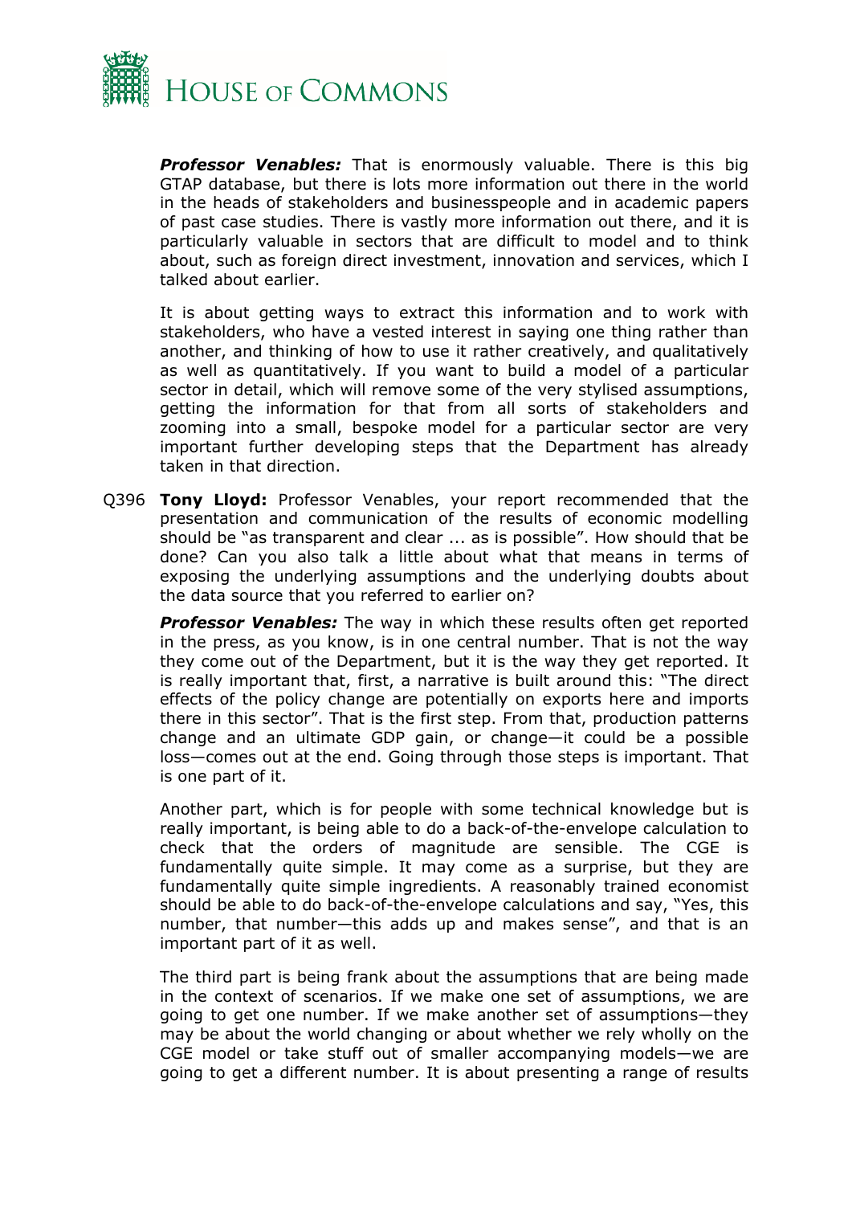***Professor Venables:*** That is enormously valuable. There is this big GTAP database, but there is lots more information out there in the world in the heads of stakeholders and businesspeople and in academic papers of past case studies. There is vastly more information out there, and it is particularly valuable in sectors that are difficult to model and to think about, such as foreign direct investment, innovation and services, which I talked about earlier.

It is about getting ways to extract this information and to work with stakeholders, who have a vested interest in saying one thing rather than another, and thinking of how to use it rather creatively, and qualitatively as well as quantitatively. If you want to build a model of a particular sector in detail, which will remove some of the very stylised assumptions, getting the information for that from all sorts of stakeholders and zooming into a small, bespoke model for a particular sector are very important further developing steps that the Department has already taken in that direction.

Q396 **Tony Lloyd:** Professor Venables, your report recommended that the presentation and communication of the results of economic modelling should be "as transparent and clear ... as is possible". How should that be done? Can you also talk a little about what that means in terms of exposing the underlying assumptions and the underlying doubts about the data source that you referred to earlier on?

***Professor Venables:*** The way in which these results often get reported in the press, as you know, is in one central number. That is not the way they come out of the Department, but it is the way they get reported. It is really important that, first, a narrative is built around this: "The direct effects of the policy change are potentially on exports here and imports there in this sector". That is the first step. From that, production patterns change and an ultimate GDP gain, or change—it could be a possible loss—comes out at the end. Going through those steps is important. That is one part of it.

Another part, which is for people with some technical knowledge but is really important, is being able to do a back-of-the-envelope calculation to check that the orders of magnitude are sensible. The CGE is fundamentally quite simple. It may come as a surprise, but they are fundamentally quite simple ingredients. A reasonably trained economist should be able to do back-of-the-envelope calculations and say, "Yes, this number, that number—this adds up and makes sense", and that is an important part of it as well.

The third part is being frank about the assumptions that are being made in the context of scenarios. If we make one set of assumptions, we are going to get one number. If we make another set of assumptions—they may be about the world changing or about whether we rely wholly on the CGE model or take stuff out of smaller accompanying models—we are going to get a different number. It is about presenting a range of results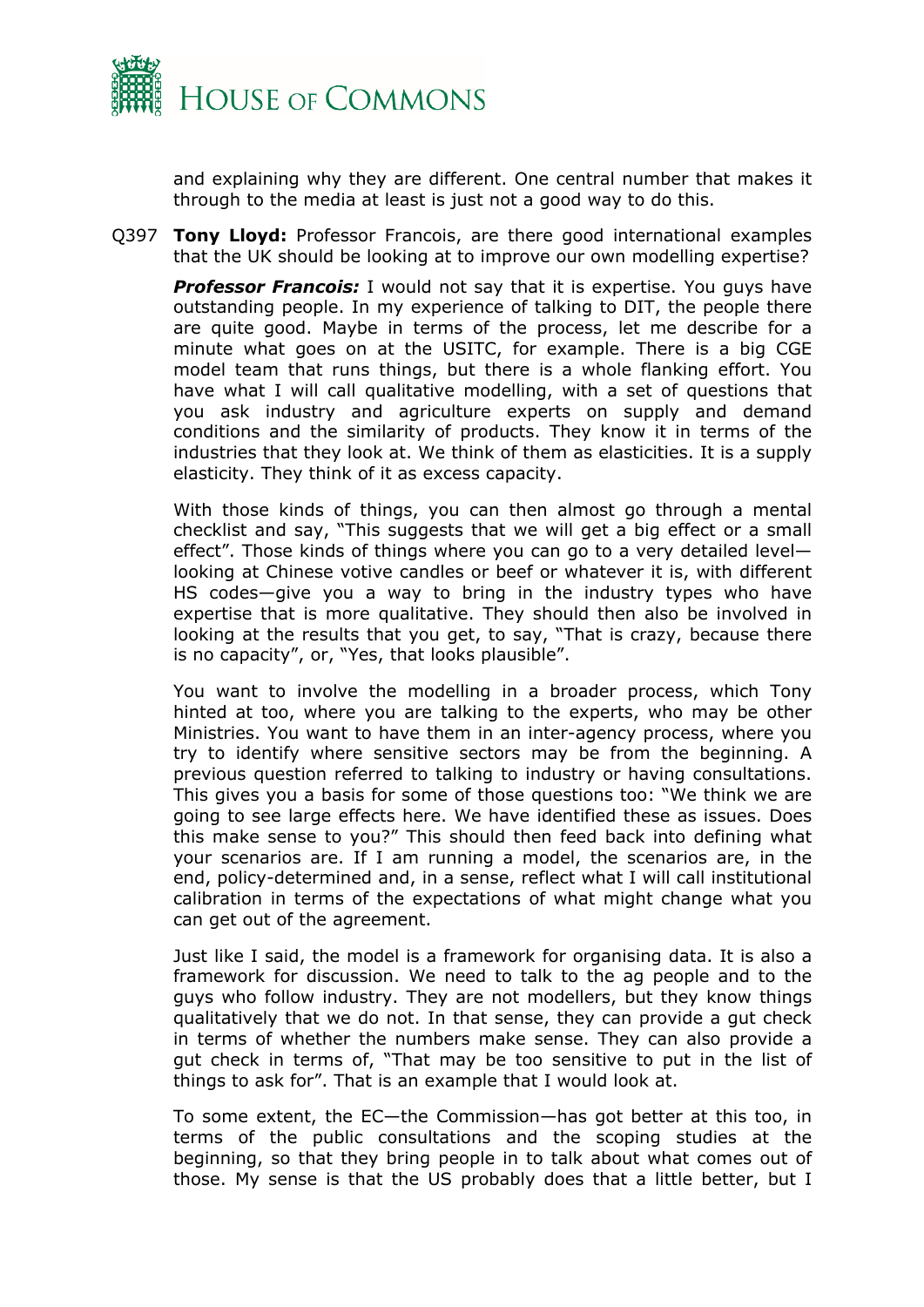and explaining why they are different. One central number that makes it through to the media at least is just not a good way to do this.

Q397 **Tony Lloyd:** Professor Francois, are there good international examples that the UK should be looking at to improve our own modelling expertise?

***Professor Francois:*** I would not say that it is expertise. You guys have outstanding people. In my experience of talking to DIT, the people there are quite good. Maybe in terms of the process, let me describe for a minute what goes on at the USITC, for example. There is a big CGE model team that runs things, but there is a whole flanking effort. You have what I will call qualitative modelling, with a set of questions that you ask industry and agriculture experts on supply and demand conditions and the similarity of products. They know it in terms of the industries that they look at. We think of them as elasticities. It is a supply elasticity. They think of it as excess capacity.

With those kinds of things, you can then almost go through a mental checklist and say, "This suggests that we will get a big effect or a small effect". Those kinds of things where you can go to a very detailed level—looking at Chinese votive candles or beef or whatever it is, with different HS codes—give you a way to bring in the industry types who have expertise that is more qualitative. They should then also be involved in looking at the results that you get, to say, "That is crazy, because there is no capacity", or, "Yes, that looks plausible".

You want to involve the modelling in a broader process, which Tony hinted at too, where you are talking to the experts, who may be other Ministries. You want to have them in an inter-agency process, where you try to identify where sensitive sectors may be from the beginning. A previous question referred to talking to industry or having consultations. This gives you a basis for some of those questions too: "We think we are going to see large effects here. We have identified these as issues. Does this make sense to you?" This should then feed back into defining what your scenarios are. If I am running a model, the scenarios are, in the end, policy-determined and, in a sense, reflect what I will call institutional calibration in terms of the expectations of what might change what you can get out of the agreement.

Just like I said, the model is a framework for organising data. It is also a framework for discussion. We need to talk to the ag people and to the guys who follow industry. They are not modellers, but they know things qualitatively that we do not. In that sense, they can provide a gut check in terms of whether the numbers make sense. They can also provide a gut check in terms of, "That may be too sensitive to put in the list of things to ask for". That is an example that I would look at.

To some extent, the EC—the Commission—has got better at this too, in terms of the public consultations and the scoping studies at the beginning, so that they bring people in to talk about what comes out of those. My sense is that the US probably does that a little better, but I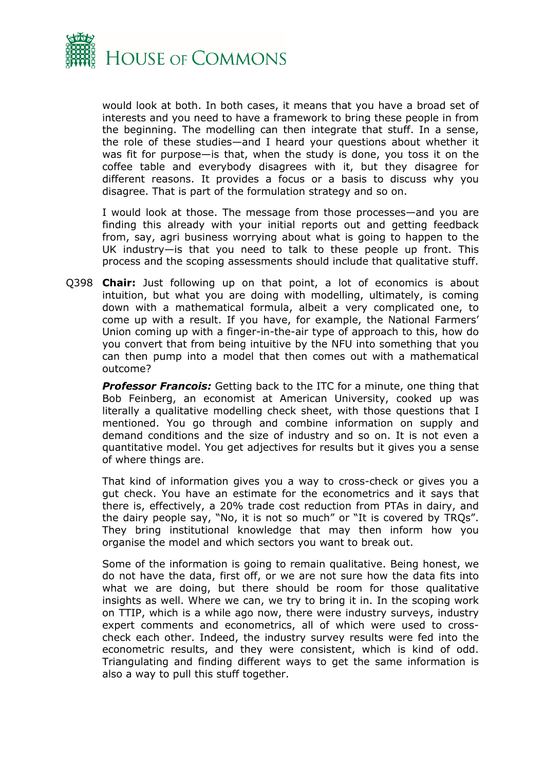would look at both. In both cases, it means that you have a broad set of interests and you need to have a framework to bring these people in from the beginning. The modelling can then integrate that stuff. In a sense, the role of these studies—and I heard your questions about whether it was fit for purpose—is that, when the study is done, you toss it on the coffee table and everybody disagrees with it, but they disagree for different reasons. It provides a focus or a basis to discuss why you disagree. That is part of the formulation strategy and so on.

I would look at those. The message from those processes—and you are finding this already with your initial reports out and getting feedback from, say, agri business worrying about what is going to happen to the UK industry—is that you need to talk to these people up front. This process and the scoping assessments should include that qualitative stuff.

Q398 **Chair:** Just following up on that point, a lot of economics is about intuition, but what you are doing with modelling, ultimately, is coming down with a mathematical formula, albeit a very complicated one, to come up with a result. If you have, for example, the National Farmers' Union coming up with a finger-in-the-air type of approach to this, how do you convert that from being intuitive by the NFU into something that you can then pump into a model that then comes out with a mathematical outcome?

***Professor Francois:*** Getting back to the ITC for a minute, one thing that Bob Feinberg, an economist at American University, cooked up was literally a qualitative modelling check sheet, with those questions that I mentioned. You go through and combine information on supply and demand conditions and the size of industry and so on. It is not even a quantitative model. You get adjectives for results but it gives you a sense of where things are.

That kind of information gives you a way to cross-check or gives you a gut check. You have an estimate for the econometrics and it says that there is, effectively, a 20% trade cost reduction from PTAs in dairy, and the dairy people say, "No, it is not so much" or "It is covered by TRQs". They bring institutional knowledge that may then inform how you organise the model and which sectors you want to break out.

Some of the information is going to remain qualitative. Being honest, we do not have the data, first off, or we are not sure how the data fits into what we are doing, but there should be room for those qualitative insights as well. Where we can, we try to bring it in. In the scoping work on TTIP, which is a while ago now, there were industry surveys, industry expert comments and econometrics, all of which were used to cross-check each other. Indeed, the industry survey results were fed into the econometric results, and they were consistent, which is kind of odd. Triangulating and finding different ways to get the same information is also a way to pull this stuff together.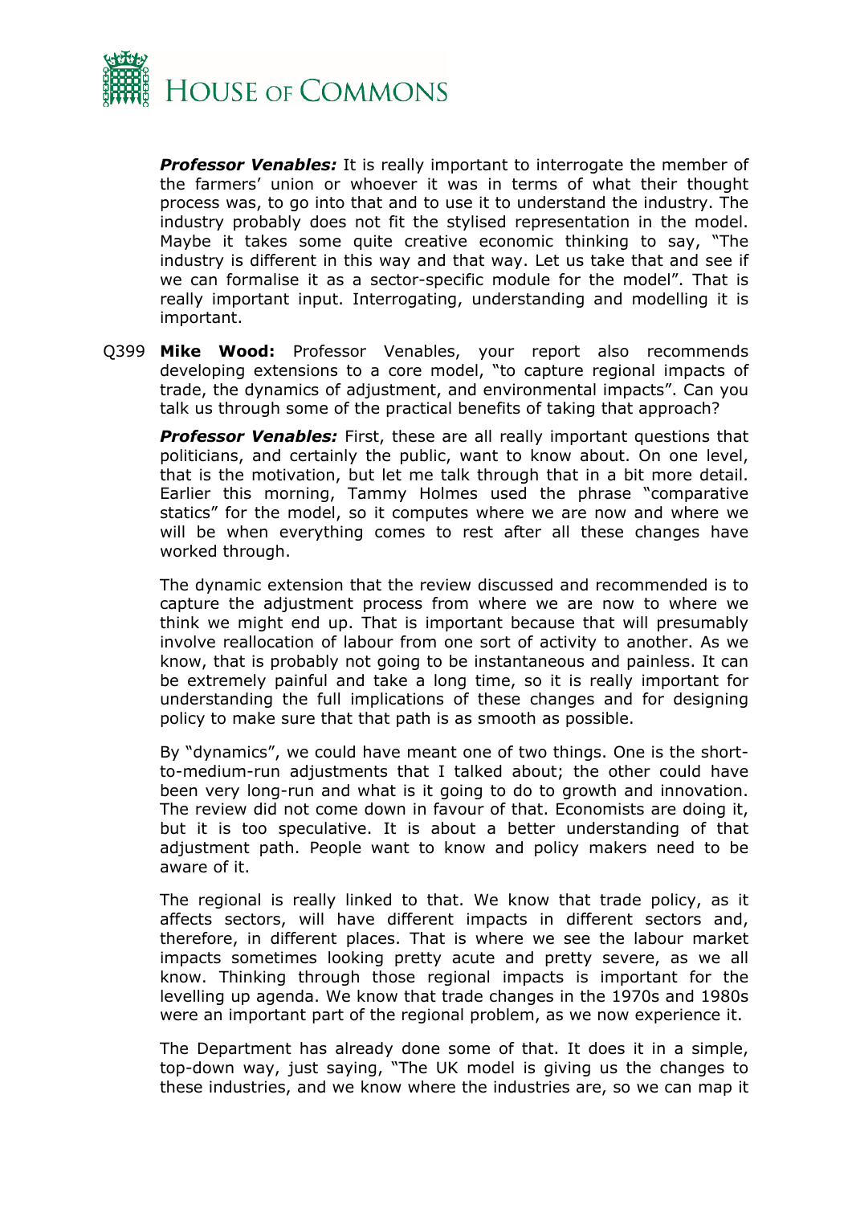***Professor Venables:*** It is really important to interrogate the member of the farmers' union or whoever it was in terms of what their thought process was, to go into that and to use it to understand the industry. The industry probably does not fit the stylised representation in the model. Maybe it takes some quite creative economic thinking to say, "The industry is different in this way and that way. Let us take that and see if we can formalise it as a sector-specific module for the model". That is really important input. Interrogating, understanding and modelling it is important.

Q399 **Mike Wood:** Professor Venables, your report also recommends developing extensions to a core model, "to capture regional impacts of trade, the dynamics of adjustment, and environmental impacts". Can you talk us through some of the practical benefits of taking that approach?

***Professor Venables:*** First, these are all really important questions that politicians, and certainly the public, want to know about. On one level, that is the motivation, but let me talk through that in a bit more detail. Earlier this morning, Tammy Holmes used the phrase "comparative statics" for the model, so it computes where we are now and where we will be when everything comes to rest after all these changes have worked through.

The dynamic extension that the review discussed and recommended is to capture the adjustment process from where we are now to where we think we might end up. That is important because that will presumably involve reallocation of labour from one sort of activity to another. As we know, that is probably not going to be instantaneous and painless. It can be extremely painful and take a long time, so it is really important for understanding the full implications of these changes and for designing policy to make sure that that path is as smooth as possible.

By "dynamics", we could have meant one of two things. One is the short-to-medium-run adjustments that I talked about; the other could have been very long-run and what is it going to do to growth and innovation. The review did not come down in favour of that. Economists are doing it, but it is too speculative. It is about a better understanding of that adjustment path. People want to know and policy makers need to be aware of it.

The regional is really linked to that. We know that trade policy, as it affects sectors, will have different impacts in different sectors and, therefore, in different places. That is where we see the labour market impacts sometimes looking pretty acute and pretty severe, as we all know. Thinking through those regional impacts is important for the levelling up agenda. We know that trade changes in the 1970s and 1980s were an important part of the regional problem, as we now experience it.

The Department has already done some of that. It does it in a simple, top-down way, just saying, "The UK model is giving us the changes to these industries, and we know where the industries are, so we can map it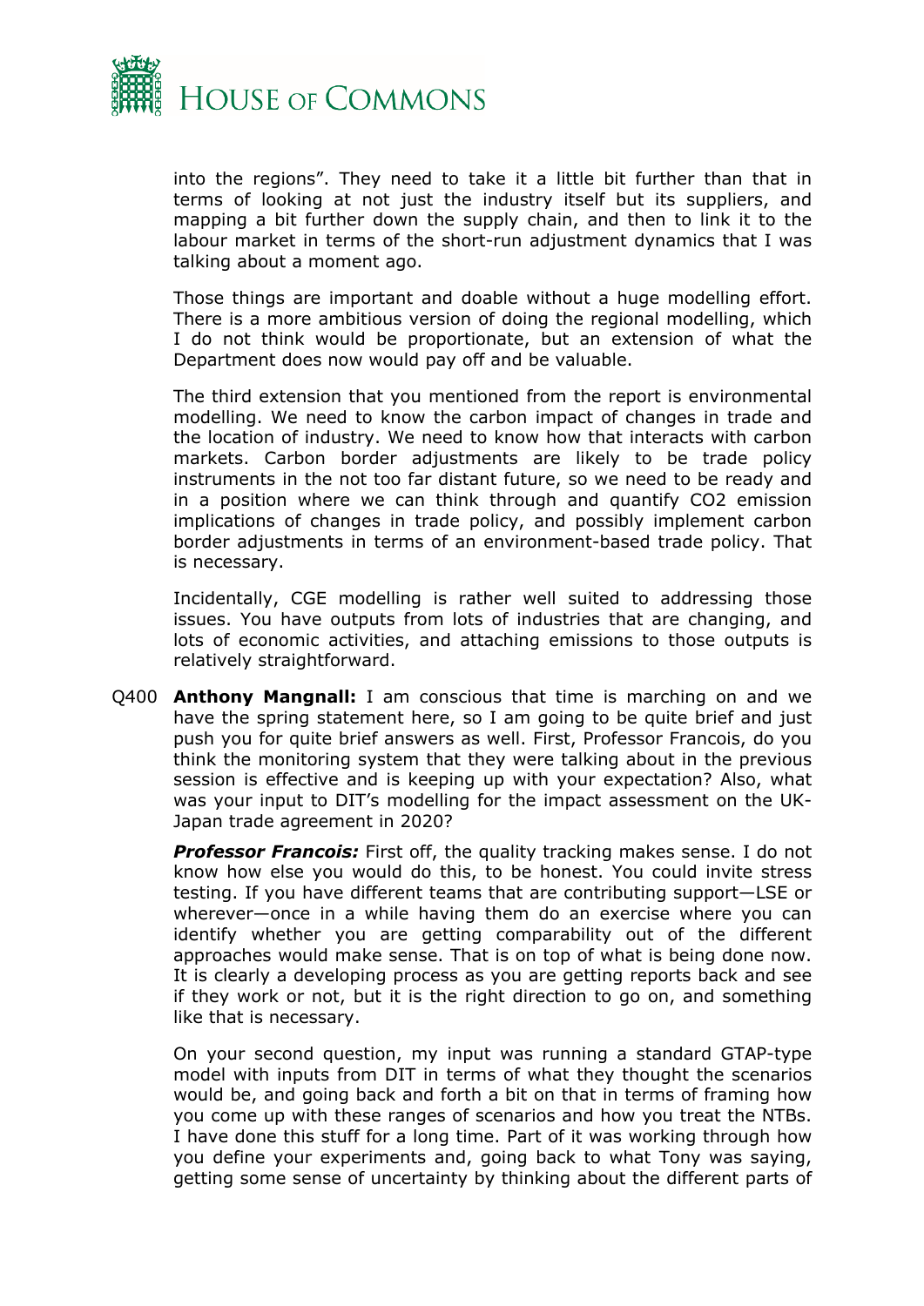into the regions". They need to take it a little bit further than that in terms of looking at not just the industry itself but its suppliers, and mapping a bit further down the supply chain, and then to link it to the labour market in terms of the short-run adjustment dynamics that I was talking about a moment ago.

Those things are important and doable without a huge modelling effort. There is a more ambitious version of doing the regional modelling, which I do not think would be proportionate, but an extension of what the Department does now would pay off and be valuable.

The third extension that you mentioned from the report is environmental modelling. We need to know the carbon impact of changes in trade and the location of industry. We need to know how that interacts with carbon markets. Carbon border adjustments are likely to be trade policy instruments in the not too far distant future, so we need to be ready and in a position where we can think through and quantify $CO_2$ emission implications of changes in trade policy, and possibly implement carbon border adjustments in terms of an environment-based trade policy. That is necessary.

Incidentally, CGE modelling is rather well suited to addressing those issues. You have outputs from lots of industries that are changing, and lots of economic activities, and attaching emissions to those outputs is relatively straightforward.

Q400 **Anthony Mangnall:** I am conscious that time is marching on and we have the spring statement here, so I am going to be quite brief and just push you for quite brief answers as well. First, Professor Francois, do you think the monitoring system that they were talking about in the previous session is effective and is keeping up with your expectation? Also, what was your input to DIT's modelling for the impact assessment on the UK-Japan trade agreement in 2020?

***Professor Francois:*** First off, the quality tracking makes sense. I do not know how else you would do this, to be honest. You could invite stress testing. If you have different teams that are contributing support—LSE or wherever—once in a while having them do an exercise where you can identify whether you are getting comparability out of the different approaches would make sense. That is on top of what is being done now. It is clearly a developing process as you are getting reports back and see if they work or not, but it is the right direction to go on, and something like that is necessary.

On your second question, my input was running a standard GTAP-type model with inputs from DIT in terms of what they thought the scenarios would be, and going back and forth a bit on that in terms of framing how you come up with these ranges of scenarios and how you treat the NTBs. I have done this stuff for a long time. Part of it was working through how you define your experiments and, going back to what Tony was saying, getting some sense of uncertainty by thinking about the different parts of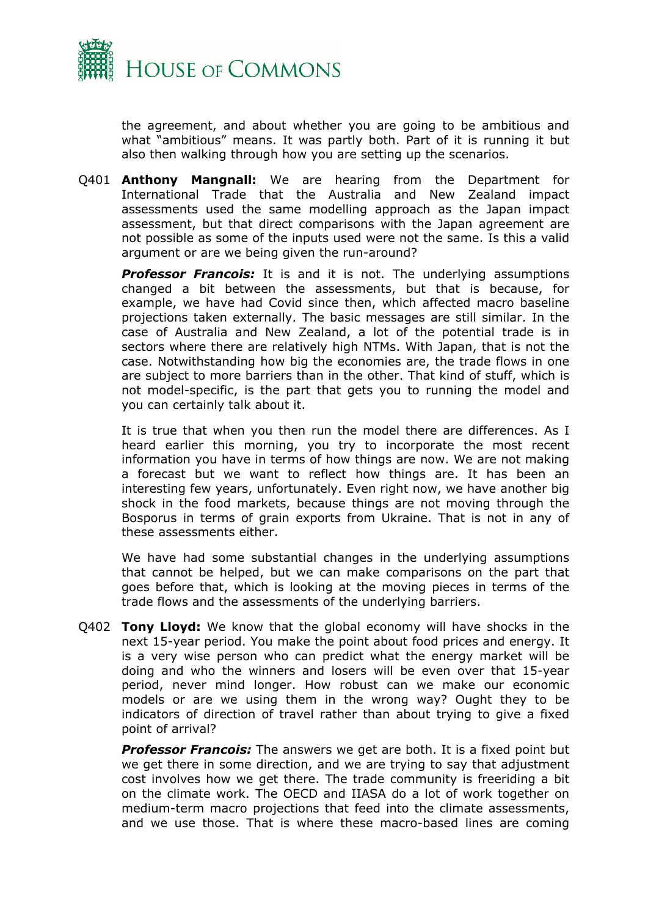the agreement, and about whether you are going to be ambitious and what "ambitious" means. It was partly both. Part of it is running it but also then walking through how you are setting up the scenarios.

Q401 **Anthony Mangnall:** We are hearing from the Department for International Trade that the Australia and New Zealand impact assessments used the same modelling approach as the Japan impact assessment, but that direct comparisons with the Japan agreement are not possible as some of the inputs used were not the same. Is this a valid argument or are we being given the run-around?

***Professor Francois:*** It is and it is not. The underlying assumptions changed a bit between the assessments, but that is because, for example, we have had Covid since then, which affected macro baseline projections taken externally. The basic messages are still similar. In the case of Australia and New Zealand, a lot of the potential trade is in sectors where there are relatively high NTMs. With Japan, that is not the case. Notwithstanding how big the economies are, the trade flows in one are subject to more barriers than in the other. That kind of stuff, which is not model-specific, is the part that gets you to running the model and you can certainly talk about it.

It is true that when you then run the model there are differences. As I heard earlier this morning, you try to incorporate the most recent information you have in terms of how things are now. We are not making a forecast but we want to reflect how things are. It has been an interesting few years, unfortunately. Even right now, we have another big shock in the food markets, because things are not moving through the Bosporus in terms of grain exports from Ukraine. That is not in any of these assessments either.

We have had some substantial changes in the underlying assumptions that cannot be helped, but we can make comparisons on the part that goes before that, which is looking at the moving pieces in terms of the trade flows and the assessments of the underlying barriers.

Q402 **Tony Lloyd:** We know that the global economy will have shocks in the next 15-year period. You make the point about food prices and energy. It is a very wise person who can predict what the energy market will be doing and who the winners and losers will be even over that 15-year period, never mind longer. How robust can we make our economic models or are we using them in the wrong way? Ought they to be indicators of direction of travel rather than about trying to give a fixed point of arrival?

***Professor Francois:*** The answers we get are both. It is a fixed point but we get there in some direction, and we are trying to say that adjustment cost involves how we get there. The trade community is freeriding a bit on the climate work. The OECD and IIASA do a lot of work together on medium-term macro projections that feed into the climate assessments, and we use those. That is where these macro-based lines are coming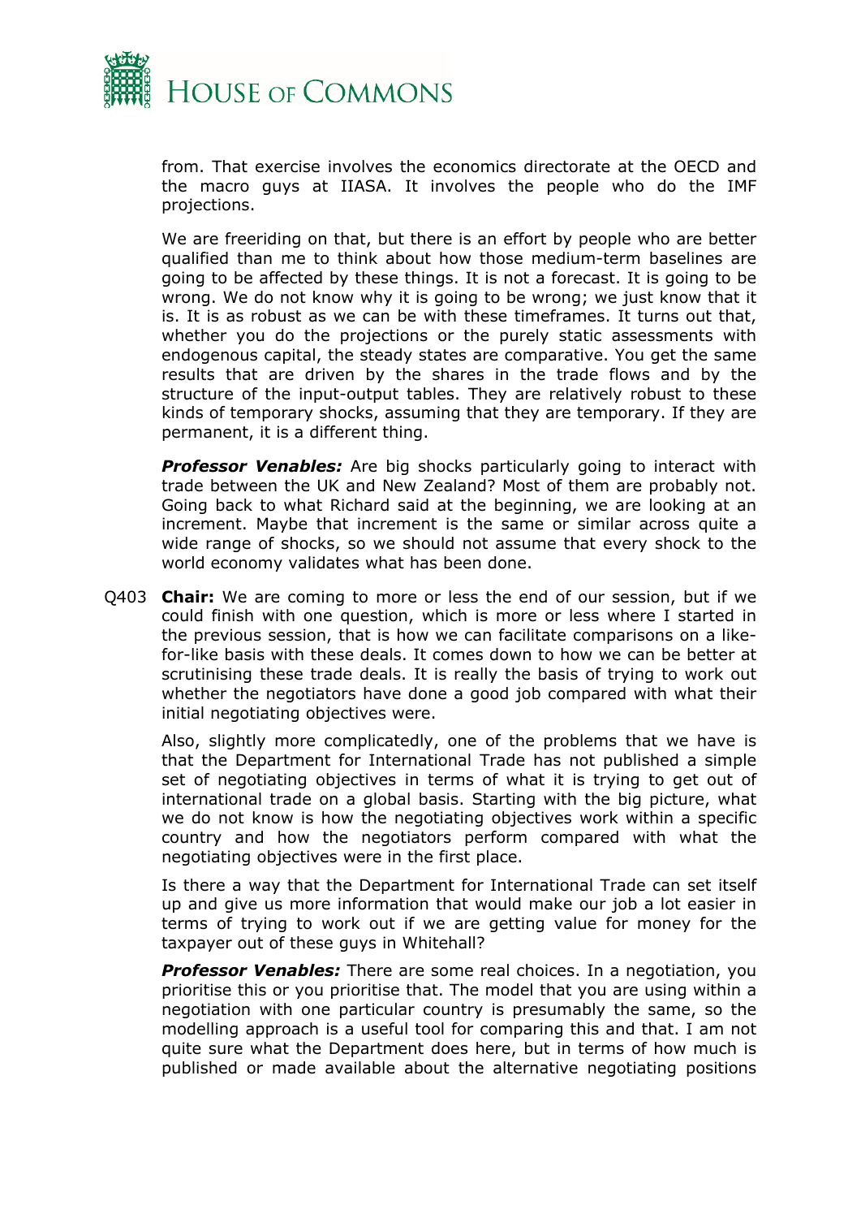from. That exercise involves the economics directorate at the OECD and the macro guys at IIASA. It involves the people who do the IMF projections.

We are freeriding on that, but there is an effort by people who are better qualified than me to think about how those medium-term baselines are going to be affected by these things. It is not a forecast. It is going to be wrong. We do not know why it is going to be wrong; we just know that it is. It is as robust as we can be with these timeframes. It turns out that, whether you do the projections or the purely static assessments with endogenous capital, the steady states are comparative. You get the same results that are driven by the shares in the trade flows and by the structure of the input-output tables. They are relatively robust to these kinds of temporary shocks, assuming that they are temporary. If they are permanent, it is a different thing.

***Professor Venables:*** Are big shocks particularly going to interact with trade between the UK and New Zealand? Most of them are probably not. Going back to what Richard said at the beginning, we are looking at an increment. Maybe that increment is the same or similar across quite a wide range of shocks, so we should not assume that every shock to the world economy validates what has been done.

Q403 **Chair:** We are coming to more or less the end of our session, but if we could finish with one question, which is more or less where I started in the previous session, that is how we can facilitate comparisons on a like-for-like basis with these deals. It comes down to how we can be better at scrutinising these trade deals. It is really the basis of trying to work out whether the negotiators have done a good job compared with what their initial negotiating objectives were.

Also, slightly more complicatedly, one of the problems that we have is that the Department for International Trade has not published a simple set of negotiating objectives in terms of what it is trying to get out of international trade on a global basis. Starting with the big picture, what we do not know is how the negotiating objectives work within a specific country and how the negotiators perform compared with what the negotiating objectives were in the first place.

Is there a way that the Department for International Trade can set itself up and give us more information that would make our job a lot easier in terms of trying to work out if we are getting value for money for the taxpayer out of these guys in Whitehall?

***Professor Venables:*** There are some real choices. In a negotiation, you prioritise this or you prioritise that. The model that you are using within a negotiation with one particular country is presumably the same, so the modelling approach is a useful tool for comparing this and that. I am not quite sure what the Department does here, but in terms of how much is published or made available about the alternative negotiating positions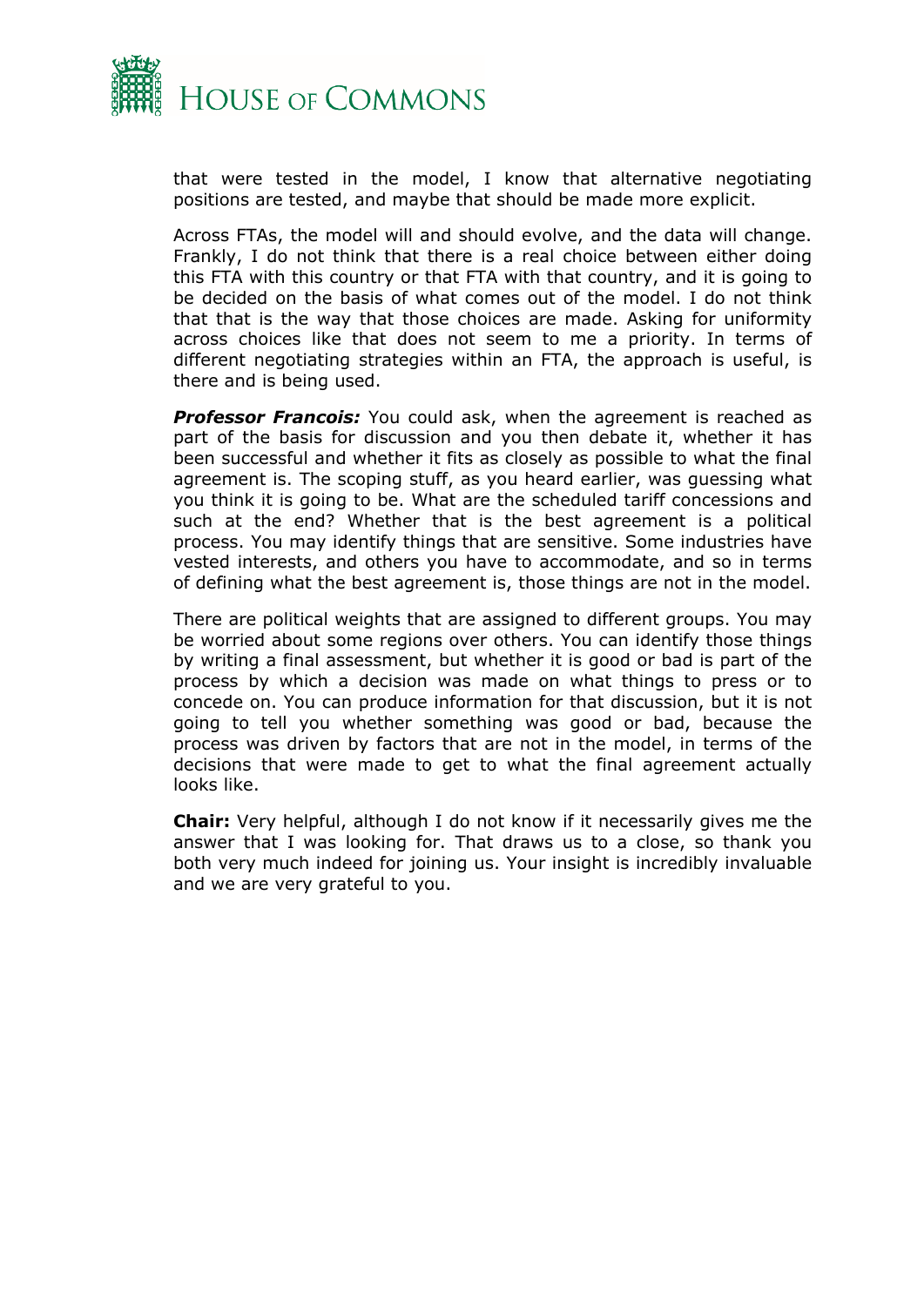that were tested in the model, I know that alternative negotiating positions are tested, and maybe that should be made more explicit.

Across FTAs, the model will and should evolve, and the data will change. Frankly, I do not think that there is a real choice between either doing this FTA with this country or that FTA with that country, and it is going to be decided on the basis of what comes out of the model. I do not think that that is the way that those choices are made. Asking for uniformity across choices like that does not seem to me a priority. In terms of different negotiating strategies within an FTA, the approach is useful, is there and is being used.

***Professor Francois:*** You could ask, when the agreement is reached as part of the basis for discussion and you then debate it, whether it has been successful and whether it fits as closely as possible to what the final agreement is. The scoping stuff, as you heard earlier, was guessing what you think it is going to be. What are the scheduled tariff concessions and such at the end? Whether that is the best agreement is a political process. You may identify things that are sensitive. Some industries have vested interests, and others you have to accommodate, and so in terms of defining what the best agreement is, those things are not in the model.

There are political weights that are assigned to different groups. You may be worried about some regions over others. You can identify those things by writing a final assessment, but whether it is good or bad is part of the process by which a decision was made on what things to press or to concede on. You can produce information for that discussion, but it is not going to tell you whether something was good or bad, because the process was driven by factors that are not in the model, in terms of the decisions that were made to get to what the final agreement actually looks like.

**Chair:** Very helpful, although I do not know if it necessarily gives me the answer that I was looking for. That draws us to a close, so thank you both very much indeed for joining us. Your insight is incredibly invaluable and we are very grateful to you.